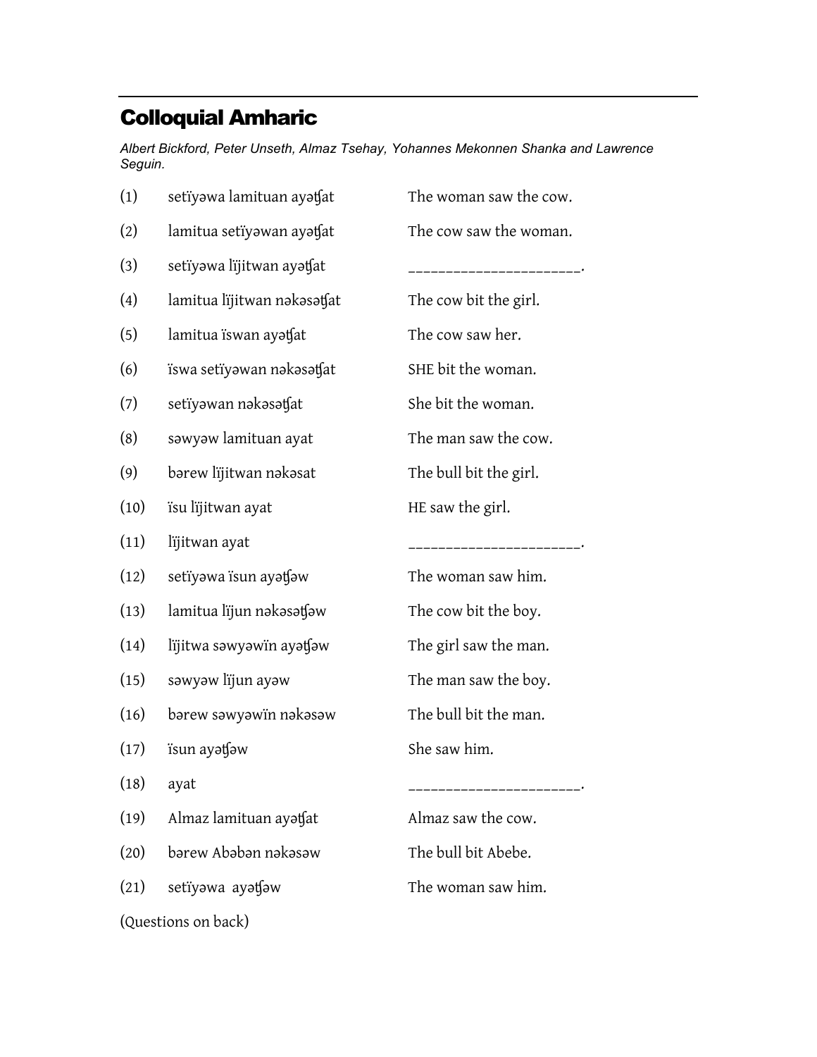# Colloquial Amharic

*Albert Bickford, Peter Unseth, Almaz Tsehay, Yohannes Mekonnen Shanka and Lawrence Seguin.*

| | | |
|---|---|---|
| (1) | setïyəwa lamituan ayəʧat | The woman saw the cow. |
| (2) | lamitua setïyəwan ayəʧat | The cow saw the woman. |
| (3) | setïyəwa lïjitwan ayəʧat | ______________________. |
| (4) | lamitua lïjitwan nəkəsəʧat | The cow bit the girl. |
| (5) | lamitua ïswan ayəʧat | The cow saw her. |
| (6) | ïswa setïyəwan nəkəsəʧat | SHE bit the woman. |
| (7) | setïyəwan nəkəsəʧat | She bit the woman. |
| (8) | səwyəw lamituan ayat | The man saw the cow. |
| (9) | bərew lïjitwan nəkəsat | The bull bit the girl. |
| (10) | ïsu lïjitwan ayat | HE saw the girl. |
| (11) | lïjitwan ayat | ______________________. |
| (12) | setïyəwa ïsun ayəʧəw | The woman saw him. |
| (13) | lamitua lïjun nəkəsəʧəw | The cow bit the boy. |
| (14) | lïjitwa səwyəwïn ayəʧəw | The girl saw the man. |
| (15) | səwyəw lïjun ayəw | The man saw the boy. |
| (16) | bərew səwyəwïn nəkəsəw | The bull bit the man. |
| (17) | ïsun ayəʧəw | She saw him. |
| (18) | ayat | ______________________. |
| (19) | Almaz lamituan ayəʧat | Almaz saw the cow. |
| (20) | bərew Abəbən nəkəsəw | The bull bit Abebe. |
| (21) | setïyəwa ayəʧəw | The woman saw him. |

(Questions on back)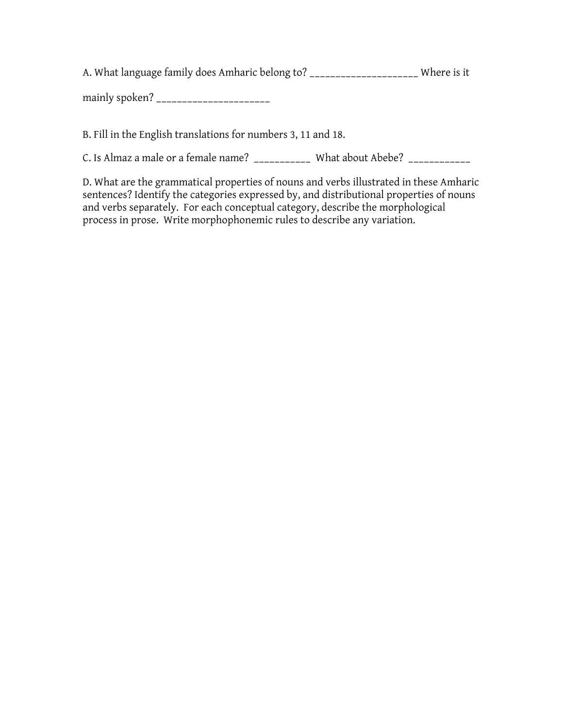A. What language family does Amharic belong to? ____________________ Where is it

mainly spoken? _____________________

B. Fill in the English translations for numbers 3, 11 and 18.

C. Is Almaz a male or a female name? __________ What about Abebe? ___________

D. What are the grammatical properties of nouns and verbs illustrated in these Amharic sentences? Identify the categories expressed by, and distributional properties of nouns and verbs separately. For each conceptual category, describe the morphological process in prose. Write morphophonemic rules to describe any variation.